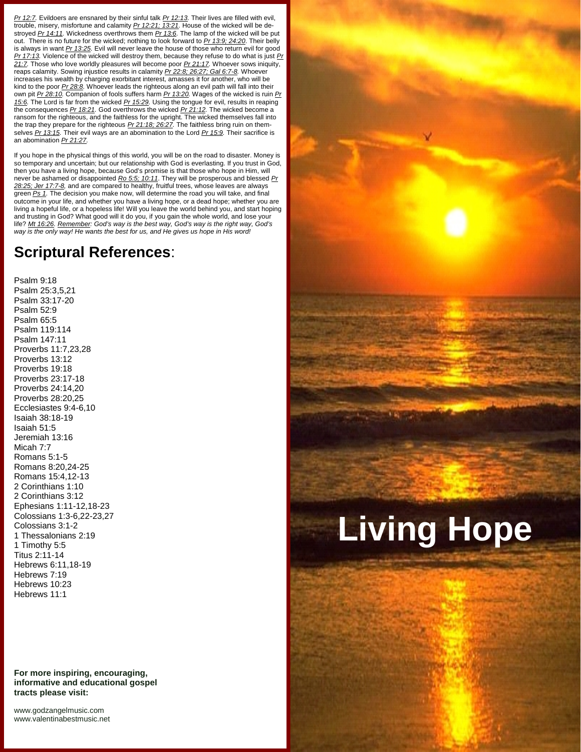*Pr 12:7.* Evildoers are ensnared by their sinful talk *Pr 12:13.* Their lives are filled with evil, trouble, misery, misfortune and calamity *Pr 12:21; 13:21.* House of the wicked will be destroyed *Pr 14:11.* Wickedness overthrows them *Pr 13:6.* The lamp of the wicked will be put out. There is no future for the wicked; nothing to look forward to *Pr 13:9; 24:20.* Their belly is always in want *Pr 13:25.* Evil will never leave the house of those who return evil for good *Pr 17:13.* Violence of the wicked will destroy them, because they refuse to do what is just *Pr 21:7.* Those who love worldly pleasures will become poor *Pr 21:17.* Whoever sows iniquity, reaps calamity. Sowing injustice results in calamity *Pr 22:8; 26:27; Gal 6:7-8.* Whoever increases his wealth by charging exorbitant interest, amasses it for another, who will be kind to the poor *Pr 28:8.* Whoever leads the righteous along an evil path will fall into their own pit *Pr 28:10.* Companion of fools suffers harm *Pr 13:20.* Wages of the wicked is ruin *Pr 15:6.* The Lord is far from the wicked *Pr 15:29.* Using the tongue for evil, results in reaping the consequences *Pr 18:21.* God overthrows the wicked *Pr 21:12.* The wicked become a ransom for the righteous, and the faithless for the upright. The wicked themselves fall into the trap they prepare for the righteous *Pr 21:18; 26:27.* The faithless bring ruin on themselves *Pr 13:15.* Their evil ways are an abomination to the Lord *Pr 15:9.* Their sacrifice is an abomination *Pr 21:27.*

If you hope in the physical things of this world, you will be on the road to disaster. Money is so temporary and uncertain; but our relationship with God is everlasting. If you trust in God, then you have a living hope, because God's promise is that those who hope in Him, will never be ashamed or disappointed *Ro 5:5; 10:11.* They will be prosperous and blessed *Pr 28:25; Jer 17:7-8,* and are compared to healthy, fruitful trees, whose leaves are always green *Ps 1.* The decision you make now, will determine the road you will take, and final outcome in your life, and whether you have a living hope, or a dead hope; whether you are living a hopeful life, or a hopeless life! Will you leave the world behind you, and start hoping and trusting in God? What good will it do you, if you gain the whole world, and lose your life? *Mt 16:26. Remember: God's way is the best way, God's way is the right way, God's way is the only way! He wants the best for us, and He gives us hope in His word!*

## Scriptural References:

Psalm 9:18
Psalm 25:3,5,21
Psalm 33:17-20
Psalm 52:9
Psalm 65:5
Psalm 119:114
Psalm 147:11
Proverbs 11:7,23,28
Proverbs 13:12
Proverbs 19:18
Proverbs 23:17-18
Proverbs 24:14,20
Proverbs 28:20,25
Ecclesiastes 9:4-6,10
Isaiah 38:18-19
Isaiah 51:5
Jeremiah 13:16
Micah 7:7
Romans 5:1-5
Romans 8:20,24-25
Romans 15:4,12-13
2 Corinthians 1:10
2 Corinthians 3:12
Ephesians 1:11-12,18-23
Colossians 1:3-6,22-23,27
Colossians 3:1-2
1 Thessalonians 2:19
1 Timothy 5:5
Titus 2:11-14
Hebrews 6:11,18-19
Hebrews 7:19
Hebrews 10:23
Hebrews 11:1

**For more inspiring, encouraging, informative and educational gospel tracts please visit:**

www.godzangelmusic.com
www.valentinabestmusic.net

# Living Hope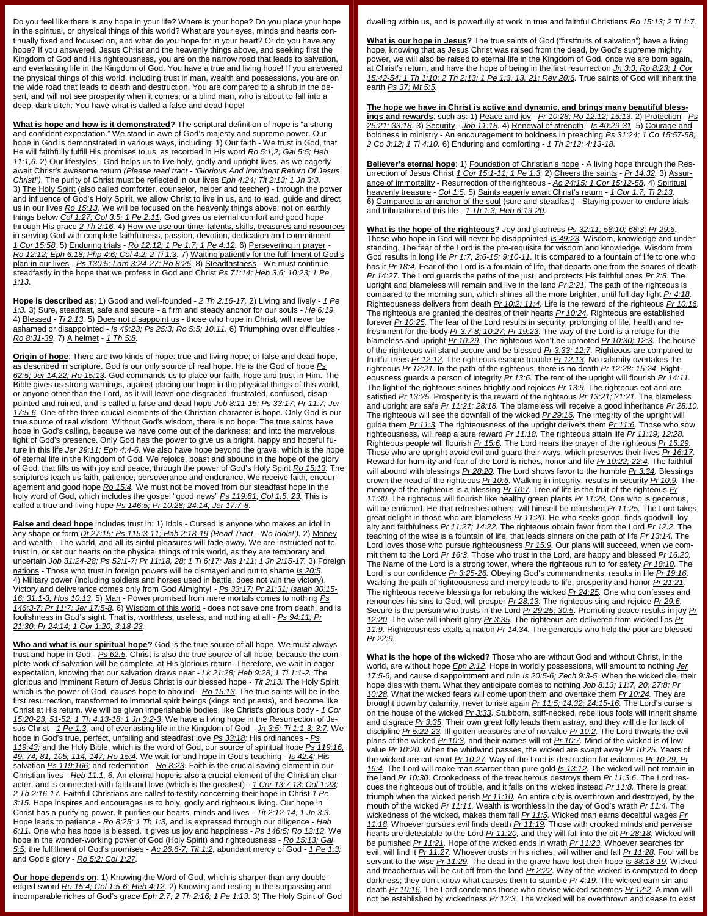Do you feel like there is any hope in your life? Where is your hope? Do you place your hope in the spiritual, or physical things of this world? What are your eyes, minds and hearts continually fixed and focused on, and what do you hope for in your heart? Or do you have any hope? If you answered, Jesus Christ and the heavenly things above, and seeking first the Kingdom of God and His righteousness, you are on the narrow road that leads to salvation, and everlasting life in the Kingdom of God. You have a true and living hope! If you answered the physical things of this world, including trust in man, wealth and possessions, you are on the wide road that leads to death and destruction. You are compared to a shrub in the desert, and will not see prosperity when it comes; or a blind man, who is about to fall into a deep, dark ditch. You have what is called a false and dead hope!

**What is hope and how is it demonstrated?** The scriptural definition of hope is "a strong and confident expectation." We stand in awe of God's majesty and supreme power. Our hope in God is demonstrated in various ways, including: 1) Our faith - We trust in God, that He will faithfully fulfill His promises to us, as recorded in His word *Ro 5:1,2; Gal 5:5; Heb 11:1,6.* 2) Our lifestyles - God helps us to live holy, godly and upright lives, as we eagerly await Christ's awesome return *(Please read tract - 'Glorious And Imminent Return Of Jesus Christ!').* The purity of Christ must be reflected in our lives *Eph 4:24; Tit 2:13; 1 Jn 3:3.* 3) The Holy Spirit (also called comforter, counselor, helper and teacher) - through the power and influence of God's Holy Spirit, we allow Christ to live in us, and to lead, guide and direct us in our lives *Ro 15:13.* We will be focused on the heavenly things above; not on earthly things below *Col 1:27; Col 3:5; 1 Pe 2:11.* God gives us eternal comfort and good hope through His grace *2 Th 2:16.* 4) How we use our time, talents, skills, treasures and resources in serving God with complete faithfulness, passion, devotion, dedication and commitment *1 Cor 15:58.* 5) Enduring trials - *Ro 12:12; 1 Pe 1:7; 1 Pe 4:12.* 6) Persevering in prayer - *Ro 12:12; Eph 6:18; Php 4:6; Col 4:2; 2 Ti 1:3.* 7) Waiting patiently for the fulfillment of God's plan in our lives - *Ps 130:5; Lam 3:24-27; Ro 8:25.* 8) Steadfastness - We must continue steadfastly in the hope that we profess in God and Christ *Ps 71:14; Heb 3:6; 10:23; 1 Pe 1:13.*

**Hope is described as**: 1) Good and well-founded - *2 Th 2:16-17.* 2) Living and lively - *1 Pe 1:3.* 3) Sure, steadfast, safe and secure - a firm and steady anchor for our souls - *He 6:19.* 4) Blessed - *Ti 2:13.* 5) Does not disappoint us - those who hope in Christ, will never be ashamed or disappointed - *Is 49:23; Ps 25:3; Ro 5:5; 10:11.* 6) Triumphing over difficulties - *Ro 8:31-39.* 7) A helmet - *1 Th 5:8.*

**Origin of hope**: There are two kinds of hope: true and living hope; or false and dead hope, as described in scripture. God is our only source of real hope. He is the God of hope *Ps 62:5; Jer 14:22; Ro 15:13.* God commands us to place our faith, hope and trust in Him. The Bible gives us strong warnings, against placing our hope in the physical things of this world, or anyone other than the Lord, as it will leave one disgraced, frustrated, confused, disappointed and ruined, and is called a false and dead hope *Job 8:11-15; Ps 33:17; Pr 11:7; Jer 17:5-6.* One of the three crucial elements of the Christian character is hope. Only God is our true source of real wisdom. Without God's wisdom, there is no hope. The true saints have hope in God's calling, because we have come out of the darkness; and into the marvelous light of God's presence. Only God has the power to give us a bright, happy and hopeful future in this life *Jer 29:11; Eph 4:4-6.* We also have hope beyond the grave, which is the hope of eternal life in the Kingdom of God. We rejoice, boast and abound in the hope of the glory of God, that fills us with joy and peace, through the power of God's Holy Spirit *Ro 15:13.* The scriptures teach us faith, patience, perseverance and endurance. We receive faith, encouragement and good hope *Ro 15:4.* We must not be moved from our steadfast hope in the holy word of God, which includes the gospel "good news" *Ps 119:81; Col 1:5, 23.* This is called a true and living hope *Ps 146:5; Pr 10:28; 24:14; Jer 17:7-8.*

**False and dead hope** includes trust in: 1) Idols - Cursed is anyone who makes an idol in any shape or form *Dt 27:15; Ps 115:3-11; Hab 2:18-19 (Read Tract - 'No Idols!').* 2) Money and wealth - The world, and all its sinful pleasures will fade away. We are instructed not to trust in, or set our hearts on the physical things of this world, as they are temporary and uncertain *Job 31:24-28; Ps 52:1-7; Pr 11:18, 28; 1 Ti 6:17; Jas 1:11; 1 Jn 2:15-17.* 3) Foreign nations - Those who trust in foreign powers will be dismayed and put to shame *Is 20:5.* 4) Military power (including soldiers and horses used in battle, does not win the victory). Victory and deliverance comes only from God Almighty! - *Ps 33:17; Pr 21:31; Isaiah 30:15-16; 31:1-3; Hos 10:13.* 5) Man - Power promised from mere mortals comes to nothing *Ps 146:3-7; Pr 11:7; Jer 17:5-8.* 6) Wisdom of this world - does not save one from death, and is foolishness in God's sight. That is, worthless, useless, and nothing at all - *Ps 94:11; Pr 21:30; Pr 24:14; 1 Cor 1:20; 3:18-23.*

**Who and what is our spiritual hope?** God is the true source of all hope. We must always trust and hope in God - *Ps 62:5.* Christ is also the true source of all hope, because the complete work of salvation will be complete, at His glorious return. Therefore, we wait in eager expectation, knowing that our salvation draws near - *Lk 21:28; Heb 9:28; 1 Ti 1:1-2.* The glorious and imminent Return of Jesus Christ is our blessed hope - *Tit 2:13.* The Holy Spirit which is the power of God, causes hope to abound - *Ro 15:13.* The true saints will be in the first resurrection, transformed to immortal spirit beings (kings and priests), and become like Christ at His return. We will be given imperishable bodies, like Christ's glorious body - *1 Cor 15:20-23, 51-52; 1 Th 4:13-18; 1 Jn 3:2-3.* We have a living hope in the Resurrection of Jesus Christ - *1 Pe 1:3,* and of everlasting life in the Kingdom of God - *Jn 3:5; Ti 1:1-3; 3:7.* We hope in God's true, perfect, unfailing and steadfast love *Ps 33:18;* His ordinances - *Ps 119:43;* and the Holy Bible, which is the word of God, our source of spiritual hope *Ps 119:16, 49, 74, 81, 105, 114, 147; Ro 15:4.* We wait for and hope in God's teaching - *Is 42:4;* His salvation *Ps 119:166;* and redemption - *Ro 8:23.* Faith is the crucial saving element in our Christian lives - *Heb 11:1, 6.* An eternal hope is also a crucial element of the Christian character, and is connected with faith and love (which is the greatest) - *1 Cor 13:7,13; Col 1:23; 2 Th 2:16-17.* Faithful Christians are called to testify concerning their hope in Christ *1 Pe 3:15.* Hope inspires and encourages us to holy, godly and righteous living. Our hope in Christ has a purifying power. It purifies our hearts, minds and lives - *Tit 2:12-14; 1 Jn 3:3.* Hope leads to patience - *Ro 8:25; 1 Th 1:3,* and is expressed through our diligence - *Heb 6:11.* One who has hope is blessed. It gives us joy and happiness - *Ps 146:5; Ro 12:12.* We hope in the wonder-working power of God (Holy Spirit) and righteousness - *Ro 15:13; Gal 5:5;* the fulfillment of God's promises - *Ac 26:6-7; Tit 1:2;* abundant mercy of God - *1 Pe 1:3;* and God's glory - *Ro 5:2; Col 1:27.*

**Our hope depends on**: 1) Knowing the Word of God, which is sharper than any double-edged sword *Ro 15:4; Col 1:5-6; Heb 4:12.* 2) Knowing and resting in the surpassing and incomparable riches of God's grace *Eph 2:7; 2 Th 2:16; 1 Pe 1:13.* 3) The Holy Spirit of God dwelling within us, and is powerfully at work in true and faithful Christians *Ro 15:13; 2 Ti 1:7.*

**What is our hope in Jesus?** The true saints of God ("firstfruits of salvation") have a living hope, knowing that as Jesus Christ was raised from the dead, by God's supreme mighty power, we will also be raised to eternal life in the Kingdom of God, once we are born again, at Christ's return, and have the hope of being in the first resurrection *Jn 3:3; Ro 8:23; 1 Cor 15:42-54; 1 Th 1:10; 2 Th 2:13; 1 Pe 1:3, 13, 21; Rev 20:6.* True saints of God will inherit the earth *Ps 37; Mt 5:5.*

**The hope we have in Christ is active and dynamic, and brings many beautiful blessings and rewards**, such as: 1) Peace and joy - *Pr 10:28; Ro 12:12; 15:13.* 2) Protection - *Ps 25:21; 33:18.* 3) Security - *Job 11:18.* 4) Renewal of strength - *Is 40:29-31.* 5) Courage and boldness in ministry - An encouragement to boldness in preaching *Ps 31:24; 1 Co 15:57-58; 2 Co 3:12; 1 Ti 4:10.* 6) Enduring and comforting - *1 Th 2:12; 4:13-18.*

**Believer's eternal hope**: 1) Foundation of Christian's hope - A living hope through the Resurrection of Jesus Christ *1 Cor 15:1-11; 1 Pe 1:3.* 2) Cheers the saints - *Pr 14:32.* 3) Assurance of immortality - Resurrection of the righteous - *Ac 24:15; 1 Cor 15:12-58.* 4) Spiritual heavenly treasure - *Col 1:5.* 5) Saints eagerly await Christ's return - *1 Cor 1:7; Ti 2:13.* 6) Compared to an anchor of the soul (sure and steadfast) - Staying power to endure trials and tribulations of this life - *1 Th 1:3; Heb 6:19-20.*

**What is the hope of the righteous?** Joy and gladness *Ps 32:11; 58:10; 68:3; Pr 29:6.* Those who hope in God will never be disappointed *Is 49:23.* Wisdom, knowledge and understanding. The fear of the Lord is the pre-requisite for wisdom and knowledge. Wisdom from God results in long life *Pr 1:7; 2:6-15; 9:10-11.* It is compared to a fountain of life to one who has it *Pr 18:4.* Fear of the Lord is a fountain of life, that departs one from the snares of death *Pr 14:27.* The Lord guards the paths of the just, and protects His faithful ones *Pr 2:8.* The upright and blameless will remain and live in the land *Pr 2:21.* The path of the righteous is compared to the morning sun, which shines all the more brighter, until full day light *Pr 4:18.* Righteousness delivers from death *Pr 10:2; 11:4.* Life is the reward of the righteous *Pr 10:16.* The righteous are granted the desires of their hearts *Pr 10:24.* Righteous are established forever *Pr 10:25.* The fear of the Lord results in security, prolonging of life, health and refreshment for the body *Pr 3:7-8; 10:27; Pr 19:23.* The way of the Lord is a refuge for the blameless and upright *Pr 10:29.* The righteous won't be uprooted *Pr 10:30; 12:3.* The house of the righteous will stand secure and be blessed *Pr 3:33; 12:7.* Righteous are compared to fruitful trees *Pr 12:12.* The righteous escape trouble *Pr 12:13.* No calamity overtakes the righteous *Pr 12:21.* In the path of the righteous, there is no death *Pr 12:28; 15:24.* Righteousness guards a person of integrity *Pr 13:6.* The tent of the upright will flourish *Pr 14:11.* The light of the righteous shines brightly and rejoices *Pr 13:9.* The righteous eat and are satisfied *Pr 13:25.* Prosperity is the reward of the righteous *Pr 13:21; 21:21.* The blameless and upright are safe *Pr 11:21; 28:18.* The blameless will receive a good inheritance *Pr 28:10.* The righteous will see the downfall of the wicked *Pr 29:16.* The integrity of the upright will guide them *Pr 11:3.* The righteousness of the upright delivers them *Pr 11:6.* Those who sow righteousness, will reap a sure reward *Pr 11:18.* The righteous attain life *Pr 11:19; 12:28.* Righteous people will flourish *Pr 15:6.* The Lord hears the prayer of the righteous *Pr 15:29.* Those who are upright avoid evil and guard their ways, which preserves their lives *Pr 16:17.* Reward for humility and fear of the Lord is riches, honor and life *Pr 10:22; 22:4.* The faithful will abound with blessings *Pr 28:20.* The Lord shows favor to the humble *Pr 3:34.* Blessings crown the head of the righteous *Pr 10:6.* Walking in integrity, results in security *Pr 10:9.* The memory of the righteous is a blessing *Pr 10:7.* Tree of life is the fruit of the righteous *Pr 11:30.* The righteous will flourish like healthy green plants *Pr 11:28.* One who is generous, will be enriched. He that refreshes others, will himself be refreshed *Pr 11:25.* The Lord takes great delight in those who are blameless *Pr 11:20.* He who seeks good, finds goodwill, loyalty and faithfulness *Pr 11:27; 14:22.* The righteous obtain favor from the Lord *Pr 12:2.* The teaching of the wise is a fountain of life, that leads sinners on the path of life *Pr 13:14.* The Lord loves those who pursue righteousness *Pr 15:9.* Our plans will succeed, when we commit them to the Lord *Pr 16:3.* Those who trust in the Lord, are happy and blessed *Pr 16:20.* The Name of the Lord is a strong tower, where the righteous run to for safety *Pr 18:10.* The Lord is our confidence *Pr 3:25-26.* Obeying God's commandments, results in life *Pr 19:16.* Walking the path of righteousness and mercy leads to life, prosperity and honor *Pr 21:21.* The righteous receive blessings for rebuking the wicked *Pr 24:25.* One who confesses and renounces his sins to God, will prosper *Pr 28:13.* The righteous sing and rejoice *Pr 29:6.* Secure is the person who trusts in the Lord *Pr 29:25; 30:5.* Promoting peace results in joy *Pr 12:20.* The wise will inherit glory *Pr 3:35.* The righteous are delivered from wicked lips *Pr 11:9.* Righteousness exalts a nation *Pr 14:34.* The generous who help the poor are blessed *Pr 22:9.*

**What is the hope of the wicked?** Those who are without God and without Christ, in the world, are without hope *Eph 2:12.* Hope in worldly possessions, will amount to nothing *Jer 17:5-6,* and cause disappointment and ruin *Is 20:5-6; Zech 9:3-5.* When the wicked die, their hope dies with them. What they anticipate comes to nothing *Job 8:13; 11:7, 20; 27:8; Pr 10:28.* What the wicked fears will come upon them and overtake them *Pr 10:24.* They are brought down by calamity, never to rise again *Pr 11:5; 14:32; 24:15-16.* The Lord's curse is on the house of the wicked *Pr 3:33.* Stubborn, stiff-necked, rebellious fools will inherit shame and disgrace *Pr 3:35.* Their own great folly leads them astray, and they will die for lack of discipline *Pr 5:22-23.* Ill-gotten treasures are of no value *Pr 10:2.* The Lord thwarts the evil plans of the wicked *Pr 10:3,* and their names will rot *Pr 10:7.* Mind of the wicked is of low value *Pr 10:20.* When the whirlwind passes, the wicked are swept away *Pr 10:25.* Years of the wicked are cut short *Pr 10:27.* Way of the Lord is destruction for evildoers *Pr 10:29; Pr 16:4.* The Lord will make man scarcer than pure gold *Is 13:12.* The wicked will not remain in the land *Pr 10:30.* Crookedness of the treacherous destroys them *Pr 11:3,6.* The Lord rescues the righteous out of trouble, and it falls on the wicked instead *Pr 11:8.* There is great triumph when the wicked perish *Pr 11:10.* An entire city is overthrown and destroyed, by the mouth of the wicked *Pr 11:11.* Wealth is worthless in the day of God's wrath *Pr 11:4.* The wickedness of the wicked, makes them fall *Pr 11:5.* Wicked man earns deceitful wages *Pr 11:18.* Whoever pursues evil finds death *Pr 11:19.* Those with crooked minds and perverse hearts are detestable to the Lord *Pr 11:20,* and they will fall into the pit *Pr 28:18.* Wicked will be punished *Pr 11:21.* Hope of the wicked ends in wrath *Pr 11:23.* Whoever searches for evil, will find it *Pr 11:27.* Whoever trusts in his riches, will wither and fall *Pr 11:28.* Fool will be servant to the wise *Pr 11:29.* The dead in the grave have lost their hope *Is 38:18-19.* Wicked and treacherous will be cut off from the land *Pr 2:22.* Way of the wicked is compared to deep darkness; they don't know what causes them to stumble *Pr 4:19.* The wicked earn sin and death *Pr 10:16.* The Lord condemns those who devise wicked schemes *Pr 12:2.* A man will not be established by wickedness *Pr 12:3.* The wicked will be overthrown and cease to exist